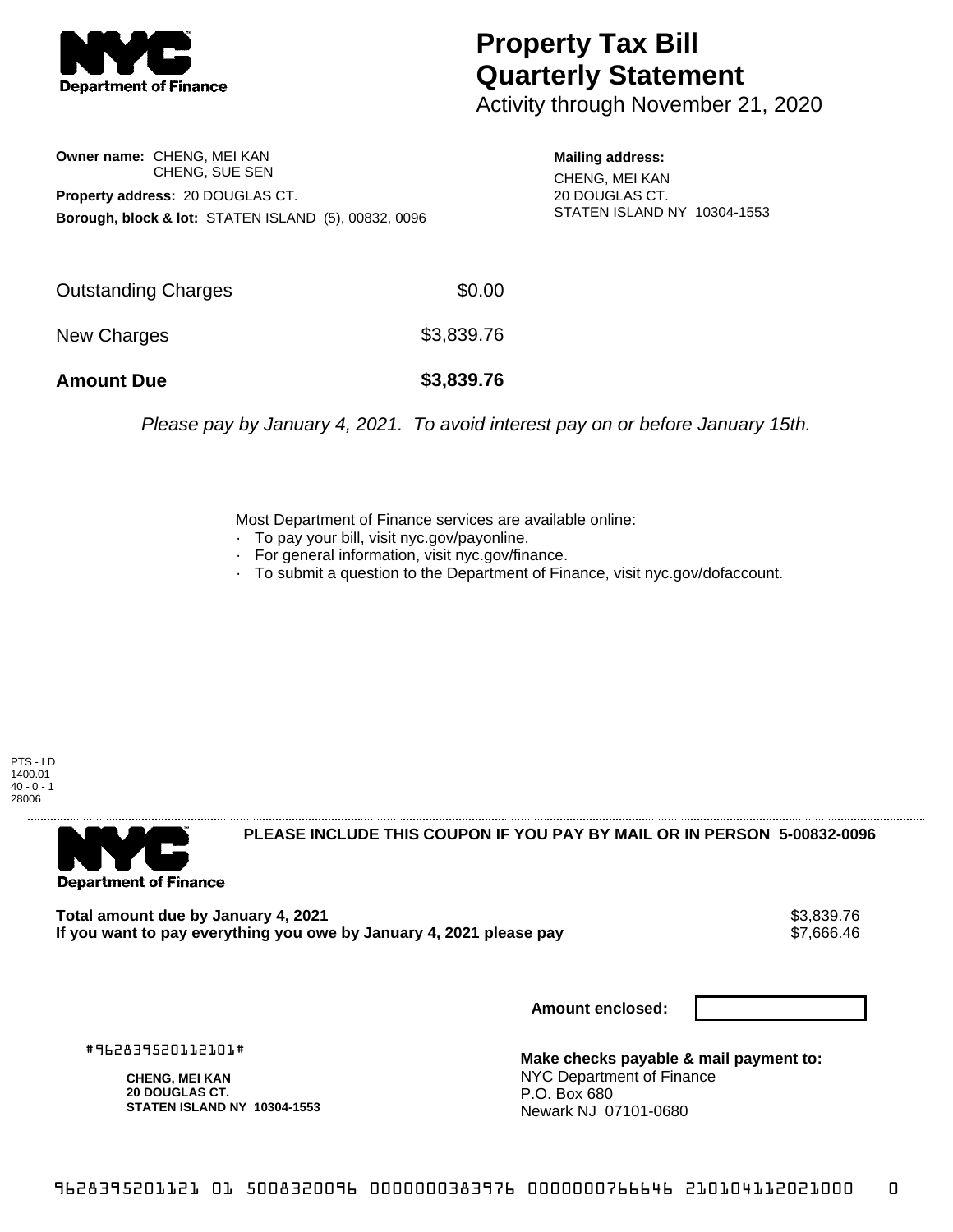**NYC Department of Finance**

# Property Tax Bill Quarterly Statement

Activity through November 21, 2020

**Owner name:** CHENG, MEI KAN
CHENG, SUE SEN

**Property address:** 20 DOUGLAS CT.

**Borough, block & lot:** STATEN ISLAND (5), 00832, 0096

**Mailing address:**
CHENG, MEI KAN
20 DOUGLAS CT.
STATEN ISLAND NY 10304-1553

| | |
|---|---|
| Outstanding Charges | $0.00 |
| New Charges | $3,839.76 |
| **Amount Due** | **$3,839.76** |

*Please pay by January 4, 2021. To avoid interest pay on or before January 15th.*

Most Department of Finance services are available online:

- To pay your bill, visit nyc.gov/payonline.
- For general information, visit nyc.gov/finance.
- To submit a question to the Department of Finance, visit nyc.gov/dofaccount.

PTS - LD
1400.01
40 - 0 - 1
28006

---

**NYC Department of Finance**

**PLEASE INCLUDE THIS COUPON IF YOU PAY BY MAIL OR IN PERSON 5-00832-0096**

| | |
|---|---|
| **Total amount due by January 4, 2021** | $3,839.76 |
| **If you want to pay everything you owe by January 4, 2021 please pay** | $7,666.46 |

**Amount enclosed:**

#962839520112101#

**CHENG, MEI KAN**
**20 DOUGLAS CT.**
**STATEN ISLAND NY 10304-1553**

**Make checks payable & mail payment to:**
NYC Department of Finance
P.O. Box 680
Newark NJ 07101-0680

9628395201121 01 5008320096 0000000383976 0000000766646 210104112021000 0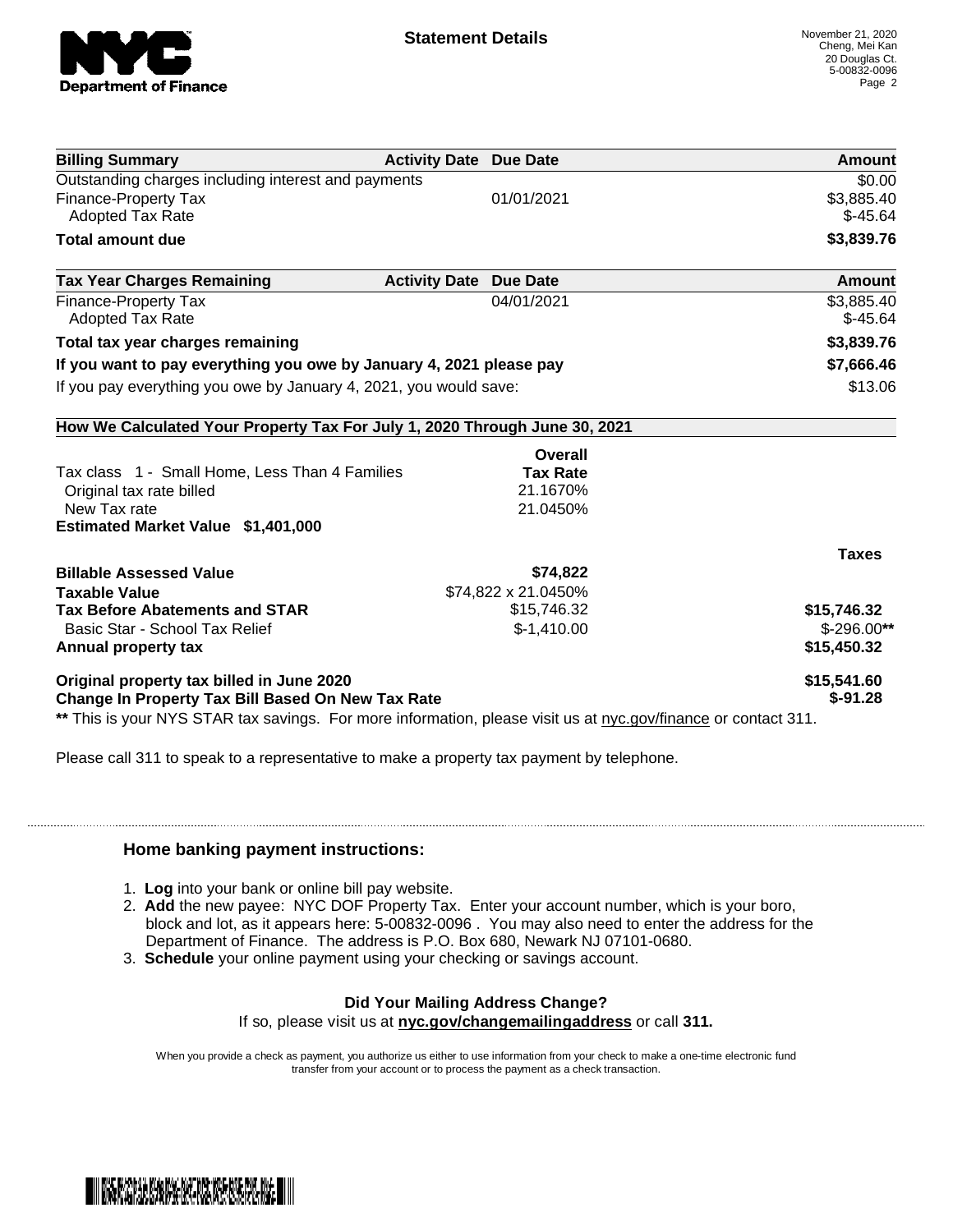## Statement Details

November 21, 2020
Cheng, Mei Kan
20 Douglas Ct.
5-00832-0096

| Billing Summary | Activity Date | Due Date | Amount |
|---|---|---|---|
| Outstanding charges including interest and payments | | | $0.00 |
| Finance-Property Tax | | 01/01/2021 | $3,885.40 |
| Adopted Tax Rate | | | $-45.64 |
| **Total amount due** | | | **$3,839.76** |

| Tax Year Charges Remaining | Activity Date | Due Date | Amount |
|---|---|---|---|
| Finance-Property Tax | | 04/01/2021 | $3,885.40 |
| Adopted Tax Rate | | | $-45.64 |
| **Total tax year charges remaining** | | | **$3,839.76** |
| **If you want to pay everything you owe by January 4, 2021 please pay** | | | **$7,666.46** |
| If you pay everything you owe by January 4, 2021, you would save: | | | $13.06 |

**How We Calculated Your Property Tax For July 1, 2020 Through June 30, 2021**

| | Overall Tax Rate | |
|---|---|---|
| Tax class 1 - Small Home, Less Than 4 Families | | |
| Original tax rate billed | 21.1670% | |
| New Tax rate | 21.0450% | |
| **Estimated Market Value $1,401,000** | | |
| | | **Taxes** |
| **Billable Assessed Value** | **$74,822** | |
| **Taxable Value** | $74,822 x 21.0450% | |
| **Tax Before Abatements and STAR** | $15,746.32 | **$15,746.32** |
| Basic Star - School Tax Relief | $-1,410.00 | $-296.00** |
| **Annual property tax** | | **$15,450.32** |
| **Original property tax billed in June 2020** | | **$15,541.60** |
| **Change In Property Tax Bill Based On New Tax Rate** | | **$-91.28** |

** This is your NYS STAR tax savings. For more information, please visit us at nyc.gov/finance or contact 311.

Please call 311 to speak to a representative to make a property tax payment by telephone.

### Home banking payment instructions:

1. **Log** into your bank or online bill pay website.
2. **Add** the new payee: NYC DOF Property Tax. Enter your account number, which is your boro, block and lot, as it appears here: 5-00832-0096 . You may also need to enter the address for the Department of Finance. The address is P.O. Box 680, Newark NJ 07101-0680.
3. **Schedule** your online payment using your checking or savings account.

**Did Your Mailing Address Change?**

If so, please visit us at **nyc.gov/changemailingaddress** or call **311.**

When you provide a check as payment, you authorize us either to use information from your check to make a one-time electronic fund transfer from your account or to process the payment as a check transaction.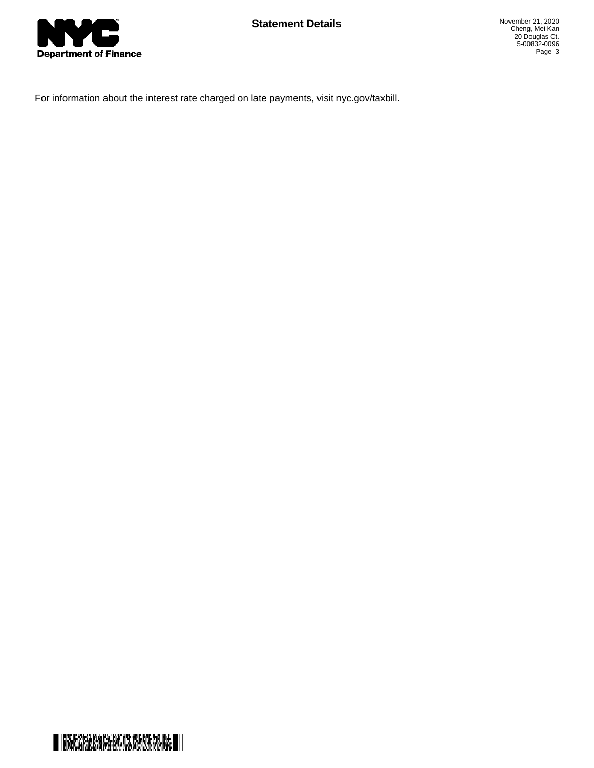For information about the interest rate charged on late payments, visit nyc.gov/taxbill.